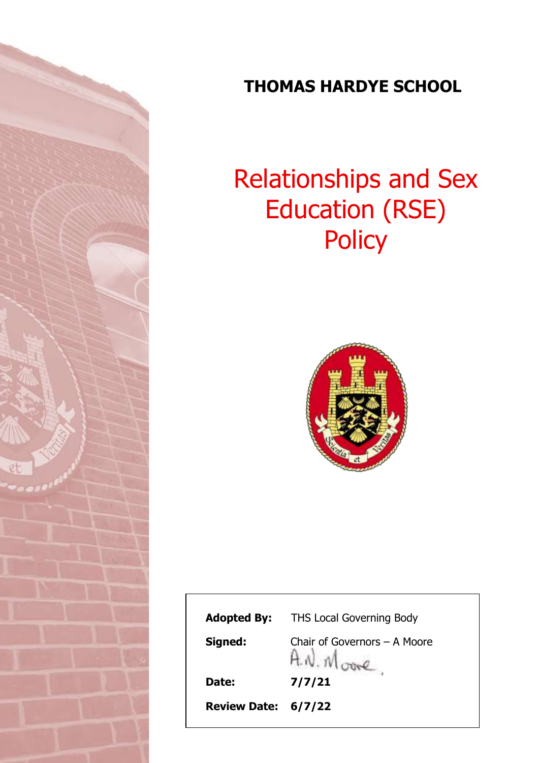# THOMAS HARDYE SCHOOL

# Relationships and Sex Education (RSE) Policy

| | |
|---|---|
| **Adopted By:** | THS Local Governing Body |
| **Signed:** | Chair of Governors – A Moore<br>A.N. Moore |
| **Date:** | **7/7/21** |
| **Review Date:** | **6/7/22** |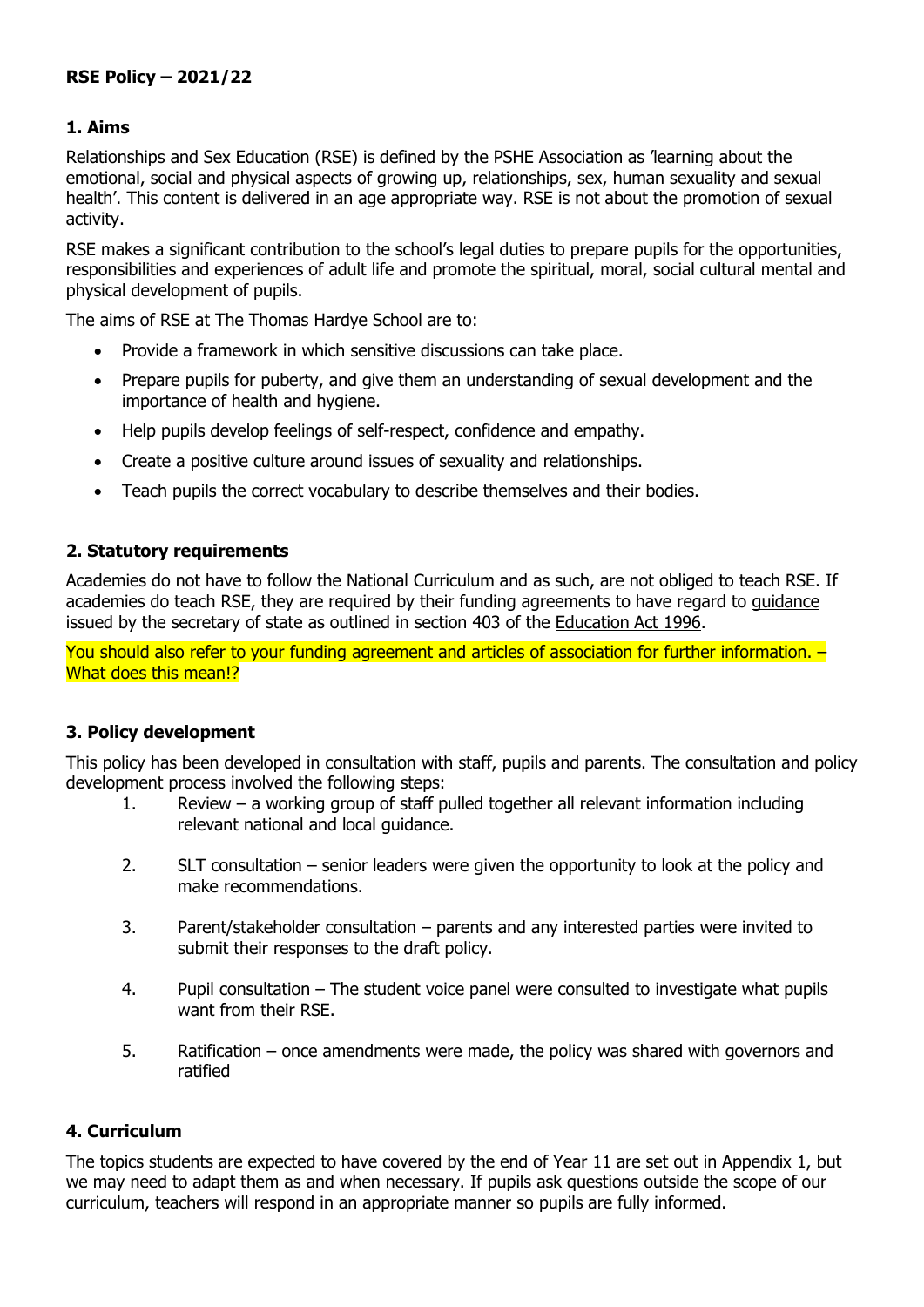**RSE Policy – 2021/22**

## 1. Aims

Relationships and Sex Education (RSE) is defined by the PSHE Association as 'learning about the emotional, social and physical aspects of growing up, relationships, sex, human sexuality and sexual health'. This content is delivered in an age appropriate way. RSE is not about the promotion of sexual activity.

RSE makes a significant contribution to the school's legal duties to prepare pupils for the opportunities, responsibilities and experiences of adult life and promote the spiritual, moral, social cultural mental and physical development of pupils.

The aims of RSE at The Thomas Hardye School are to:

- Provide a framework in which sensitive discussions can take place.
- Prepare pupils for puberty, and give them an understanding of sexual development and the importance of health and hygiene.
- Help pupils develop feelings of self-respect, confidence and empathy.
- Create a positive culture around issues of sexuality and relationships.
- Teach pupils the correct vocabulary to describe themselves and their bodies.

## 2. Statutory requirements

Academies do not have to follow the National Curriculum and as such, are not obliged to teach RSE. If academies do teach RSE, they are required by their funding agreements to have regard to guidance issued by the secretary of state as outlined in section 403 of the Education Act 1996.

You should also refer to your funding agreement and articles of association for further information. – What does this mean!?

## 3. Policy development

This policy has been developed in consultation with staff, pupils and parents. The consultation and policy development process involved the following steps:

1. Review – a working group of staff pulled together all relevant information including relevant national and local guidance.
2. SLT consultation – senior leaders were given the opportunity to look at the policy and make recommendations.
3. Parent/stakeholder consultation – parents and any interested parties were invited to submit their responses to the draft policy.
4. Pupil consultation – The student voice panel were consulted to investigate what pupils want from their RSE.
5. Ratification – once amendments were made, the policy was shared with governors and ratified

## 4. Curriculum

The topics students are expected to have covered by the end of Year 11 are set out in Appendix 1, but we may need to adapt them as and when necessary. If pupils ask questions outside the scope of our curriculum, teachers will respond in an appropriate manner so pupils are fully informed.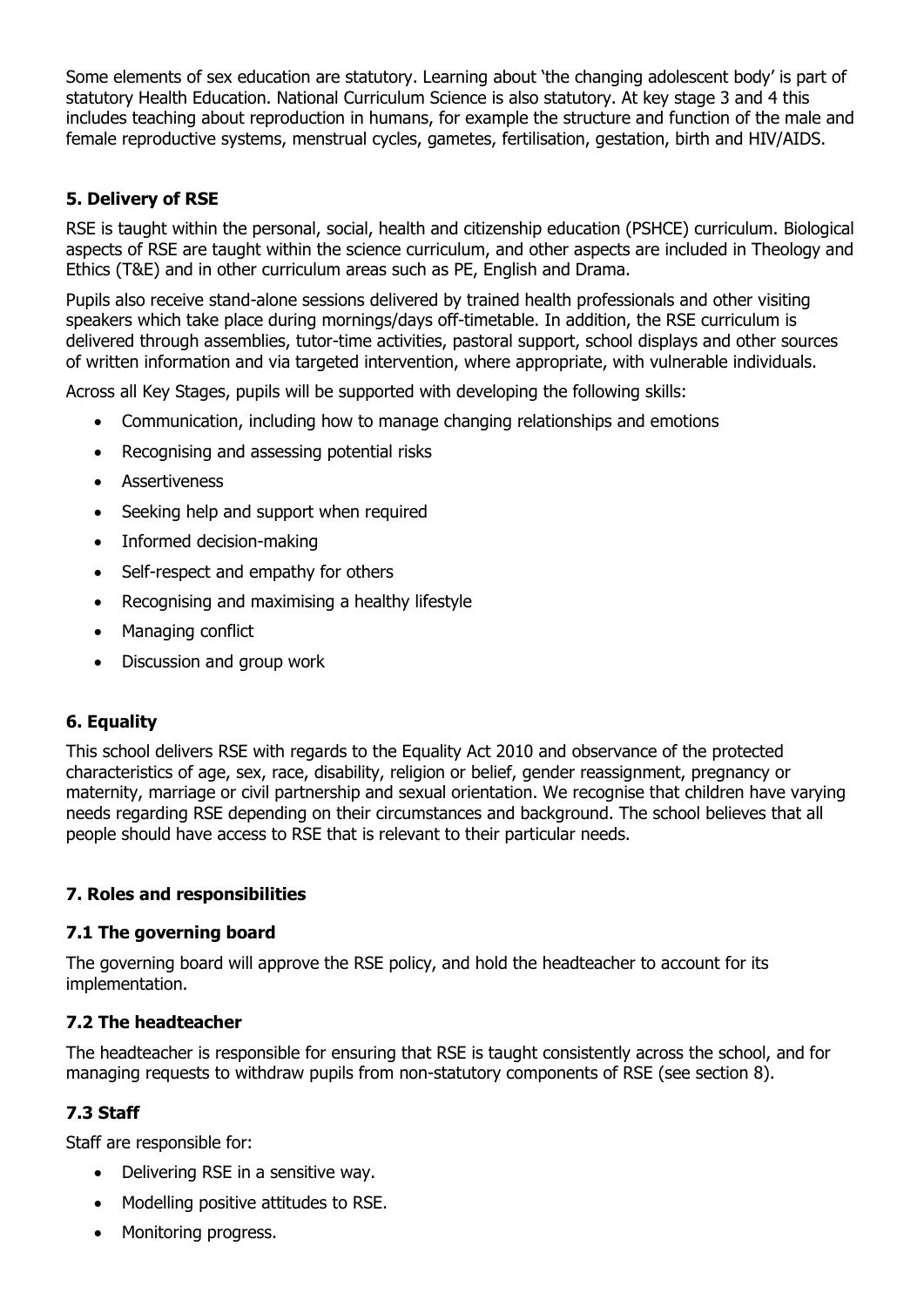Some elements of sex education are statutory. Learning about 'the changing adolescent body' is part of statutory Health Education. National Curriculum Science is also statutory. At key stage 3 and 4 this includes teaching about reproduction in humans, for example the structure and function of the male and female reproductive systems, menstrual cycles, gametes, fertilisation, gestation, birth and HIV/AIDS.

## 5. Delivery of RSE

RSE is taught within the personal, social, health and citizenship education (PSHCE) curriculum. Biological aspects of RSE are taught within the science curriculum, and other aspects are included in Theology and Ethics (T&E) and in other curriculum areas such as PE, English and Drama.

Pupils also receive stand-alone sessions delivered by trained health professionals and other visiting speakers which take place during mornings/days off-timetable. In addition, the RSE curriculum is delivered through assemblies, tutor-time activities, pastoral support, school displays and other sources of written information and via targeted intervention, where appropriate, with vulnerable individuals.

Across all Key Stages, pupils will be supported with developing the following skills:

- Communication, including how to manage changing relationships and emotions
- Recognising and assessing potential risks
- Assertiveness
- Seeking help and support when required
- Informed decision-making
- Self-respect and empathy for others
- Recognising and maximising a healthy lifestyle
- Managing conflict
- Discussion and group work

## 6. Equality

This school delivers RSE with regards to the Equality Act 2010 and observance of the protected characteristics of age, sex, race, disability, religion or belief, gender reassignment, pregnancy or maternity, marriage or civil partnership and sexual orientation. We recognise that children have varying needs regarding RSE depending on their circumstances and background. The school believes that all people should have access to RSE that is relevant to their particular needs.

## 7. Roles and responsibilities

### 7.1 The governing board

The governing board will approve the RSE policy, and hold the headteacher to account for its implementation.

### 7.2 The headteacher

The headteacher is responsible for ensuring that RSE is taught consistently across the school, and for managing requests to withdraw pupils from non-statutory components of RSE (see section 8).

### 7.3 Staff

Staff are responsible for:

- Delivering RSE in a sensitive way.
- Modelling positive attitudes to RSE.
- Monitoring progress.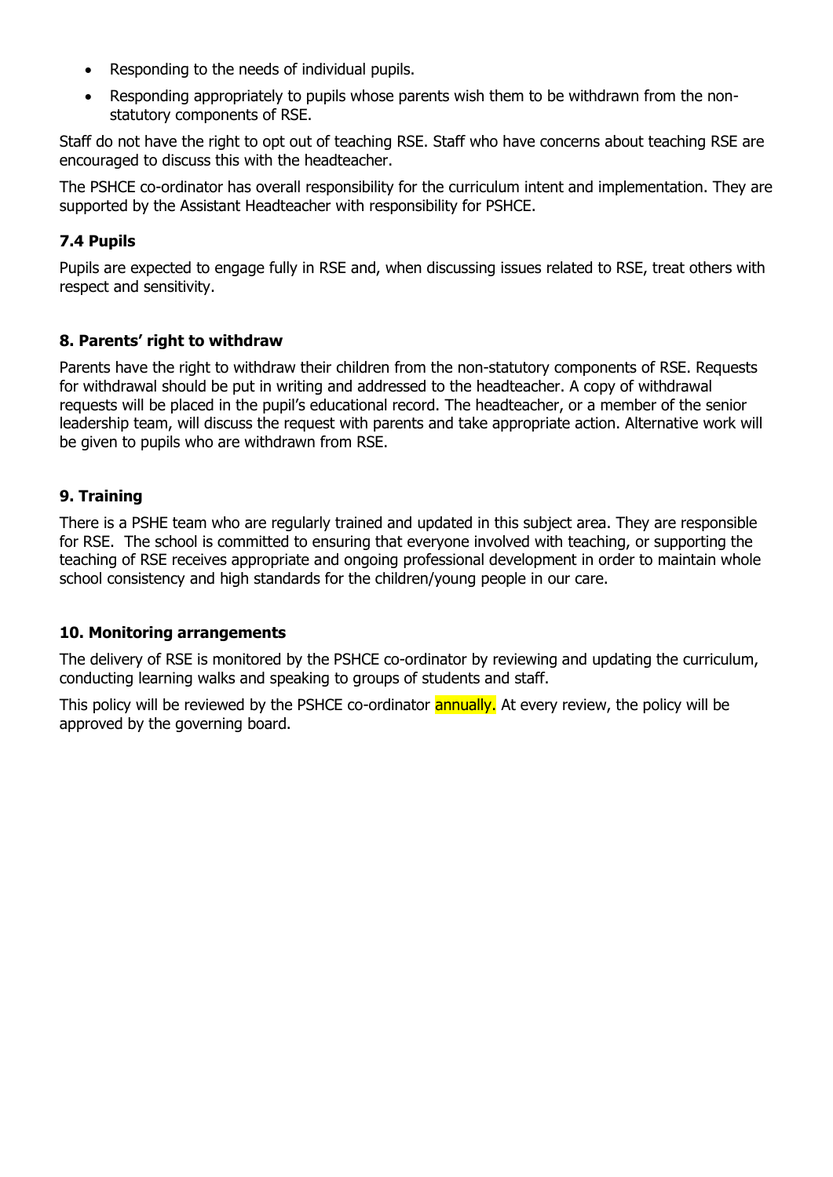- Responding to the needs of individual pupils.
- Responding appropriately to pupils whose parents wish them to be withdrawn from the non-statutory components of RSE.

Staff do not have the right to opt out of teaching RSE. Staff who have concerns about teaching RSE are encouraged to discuss this with the headteacher.

The PSHCE co-ordinator has overall responsibility for the curriculum intent and implementation. They are supported by the Assistant Headteacher with responsibility for PSHCE.

### 7.4 Pupils

Pupils are expected to engage fully in RSE and, when discussing issues related to RSE, treat others with respect and sensitivity.

## 8. Parents' right to withdraw

Parents have the right to withdraw their children from the non-statutory components of RSE. Requests for withdrawal should be put in writing and addressed to the headteacher. A copy of withdrawal requests will be placed in the pupil's educational record. The headteacher, or a member of the senior leadership team, will discuss the request with parents and take appropriate action. Alternative work will be given to pupils who are withdrawn from RSE.

## 9. Training

There is a PSHE team who are regularly trained and updated in this subject area. They are responsible for RSE. The school is committed to ensuring that everyone involved with teaching, or supporting the teaching of RSE receives appropriate and ongoing professional development in order to maintain whole school consistency and high standards for the children/young people in our care.

## 10. Monitoring arrangements

The delivery of RSE is monitored by the PSHCE co-ordinator by reviewing and updating the curriculum, conducting learning walks and speaking to groups of students and staff.

This policy will be reviewed by the PSHCE co-ordinator annually. At every review, the policy will be approved by the governing board.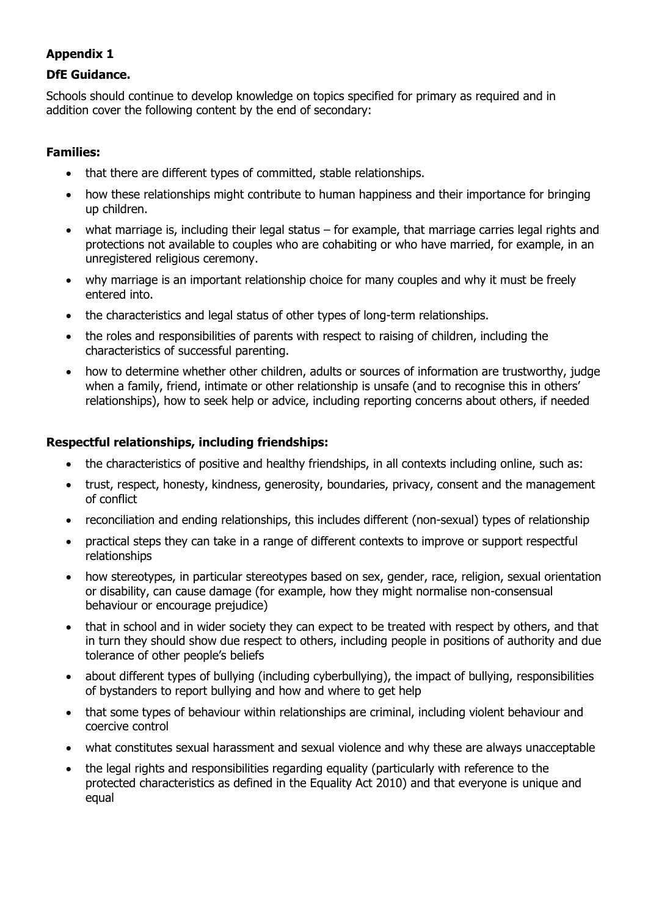**Appendix 1**

**DfE Guidance.**

Schools should continue to develop knowledge on topics specified for primary as required and in addition cover the following content by the end of secondary:

**Families:**

- that there are different types of committed, stable relationships.
- how these relationships might contribute to human happiness and their importance for bringing up children.
- what marriage is, including their legal status – for example, that marriage carries legal rights and protections not available to couples who are cohabiting or who have married, for example, in an unregistered religious ceremony.
- why marriage is an important relationship choice for many couples and why it must be freely entered into.
- the characteristics and legal status of other types of long-term relationships.
- the roles and responsibilities of parents with respect to raising of children, including the characteristics of successful parenting.
- how to determine whether other children, adults or sources of information are trustworthy, judge when a family, friend, intimate or other relationship is unsafe (and to recognise this in others' relationships), how to seek help or advice, including reporting concerns about others, if needed

**Respectful relationships, including friendships:**

- the characteristics of positive and healthy friendships, in all contexts including online, such as:
- trust, respect, honesty, kindness, generosity, boundaries, privacy, consent and the management of conflict
- reconciliation and ending relationships, this includes different (non-sexual) types of relationship
- practical steps they can take in a range of different contexts to improve or support respectful relationships
- how stereotypes, in particular stereotypes based on sex, gender, race, religion, sexual orientation or disability, can cause damage (for example, how they might normalise non-consensual behaviour or encourage prejudice)
- that in school and in wider society they can expect to be treated with respect by others, and that in turn they should show due respect to others, including people in positions of authority and due tolerance of other people's beliefs
- about different types of bullying (including cyberbullying), the impact of bullying, responsibilities of bystanders to report bullying and how and where to get help
- that some types of behaviour within relationships are criminal, including violent behaviour and coercive control
- what constitutes sexual harassment and sexual violence and why these are always unacceptable
- the legal rights and responsibilities regarding equality (particularly with reference to the protected characteristics as defined in the Equality Act 2010) and that everyone is unique and equal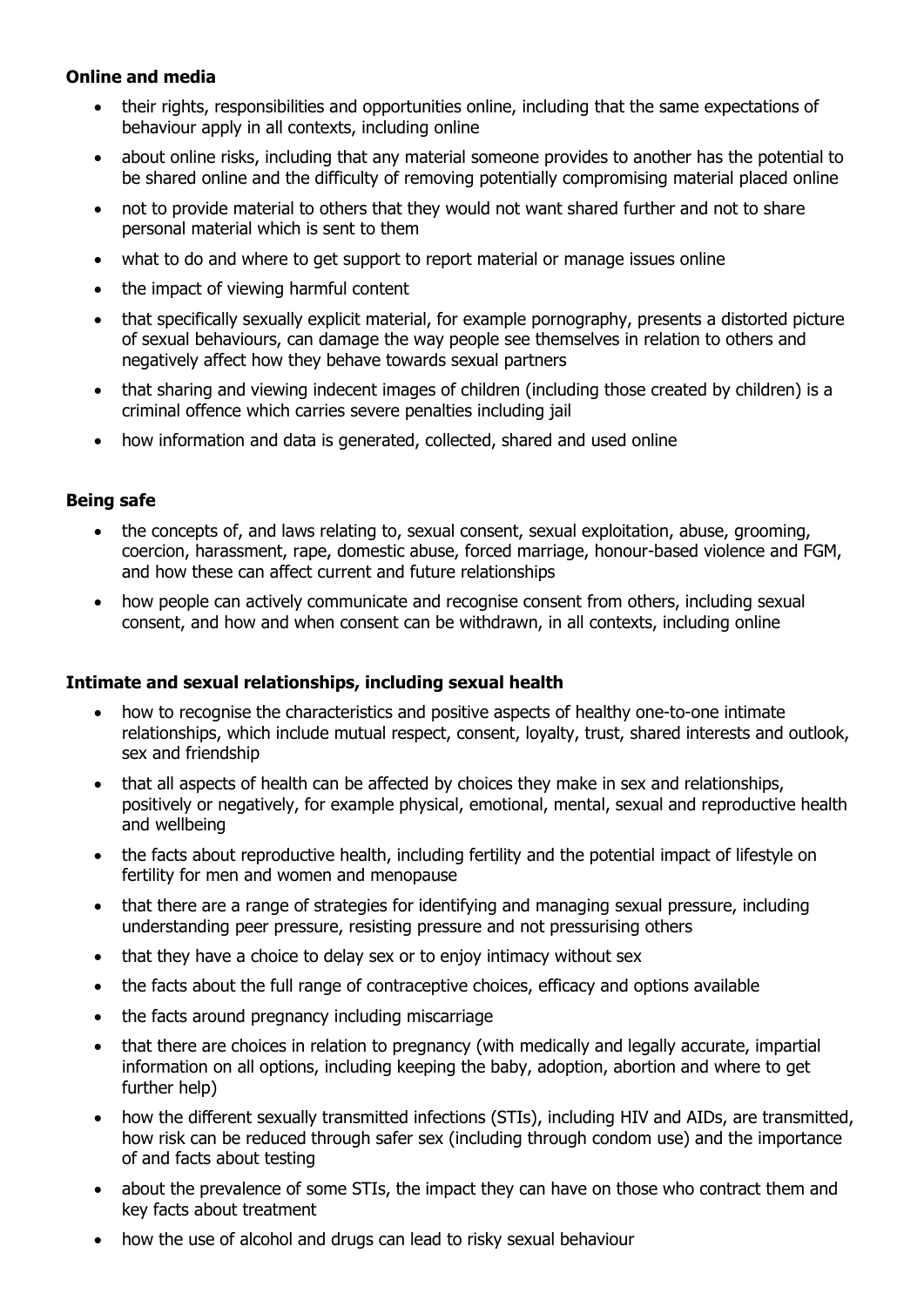**Online and media**

- their rights, responsibilities and opportunities online, including that the same expectations of behaviour apply in all contexts, including online
- about online risks, including that any material someone provides to another has the potential to be shared online and the difficulty of removing potentially compromising material placed online
- not to provide material to others that they would not want shared further and not to share personal material which is sent to them
- what to do and where to get support to report material or manage issues online
- the impact of viewing harmful content
- that specifically sexually explicit material, for example pornography, presents a distorted picture of sexual behaviours, can damage the way people see themselves in relation to others and negatively affect how they behave towards sexual partners
- that sharing and viewing indecent images of children (including those created by children) is a criminal offence which carries severe penalties including jail
- how information and data is generated, collected, shared and used online

**Being safe**

- the concepts of, and laws relating to, sexual consent, sexual exploitation, abuse, grooming, coercion, harassment, rape, domestic abuse, forced marriage, honour-based violence and FGM, and how these can affect current and future relationships
- how people can actively communicate and recognise consent from others, including sexual consent, and how and when consent can be withdrawn, in all contexts, including online

**Intimate and sexual relationships, including sexual health**

- how to recognise the characteristics and positive aspects of healthy one-to-one intimate relationships, which include mutual respect, consent, loyalty, trust, shared interests and outlook, sex and friendship
- that all aspects of health can be affected by choices they make in sex and relationships, positively or negatively, for example physical, emotional, mental, sexual and reproductive health and wellbeing
- the facts about reproductive health, including fertility and the potential impact of lifestyle on fertility for men and women and menopause
- that there are a range of strategies for identifying and managing sexual pressure, including understanding peer pressure, resisting pressure and not pressurising others
- that they have a choice to delay sex or to enjoy intimacy without sex
- the facts about the full range of contraceptive choices, efficacy and options available
- the facts around pregnancy including miscarriage
- that there are choices in relation to pregnancy (with medically and legally accurate, impartial information on all options, including keeping the baby, adoption, abortion and where to get further help)
- how the different sexually transmitted infections (STIs), including HIV and AIDs, are transmitted, how risk can be reduced through safer sex (including through condom use) and the importance of and facts about testing
- about the prevalence of some STIs, the impact they can have on those who contract them and key facts about treatment
- how the use of alcohol and drugs can lead to risky sexual behaviour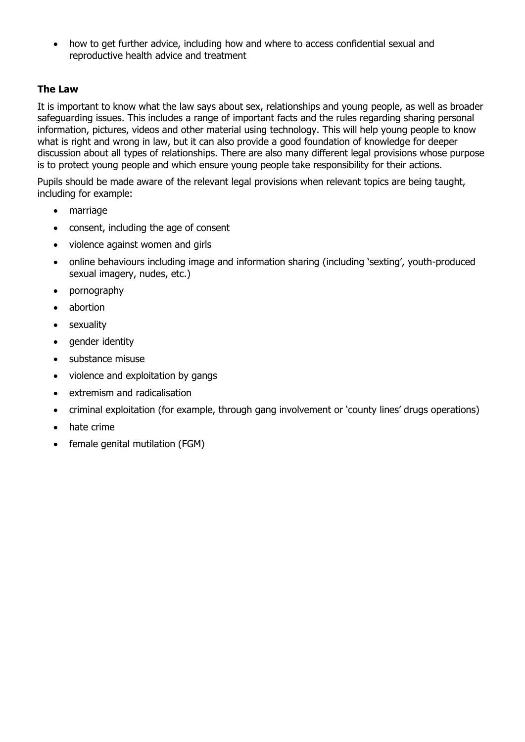- how to get further advice, including how and where to access confidential sexual and reproductive health advice and treatment

**The Law**

It is important to know what the law says about sex, relationships and young people, as well as broader safeguarding issues. This includes a range of important facts and the rules regarding sharing personal information, pictures, videos and other material using technology. This will help young people to know what is right and wrong in law, but it can also provide a good foundation of knowledge for deeper discussion about all types of relationships. There are also many different legal provisions whose purpose is to protect young people and which ensure young people take responsibility for their actions.

Pupils should be made aware of the relevant legal provisions when relevant topics are being taught, including for example:

- marriage
- consent, including the age of consent
- violence against women and girls
- online behaviours including image and information sharing (including 'sexting', youth-produced sexual imagery, nudes, etc.)
- pornography
- abortion
- sexuality
- gender identity
- substance misuse
- violence and exploitation by gangs
- extremism and radicalisation
- criminal exploitation (for example, through gang involvement or 'county lines' drugs operations)
- hate crime
- female genital mutilation (FGM)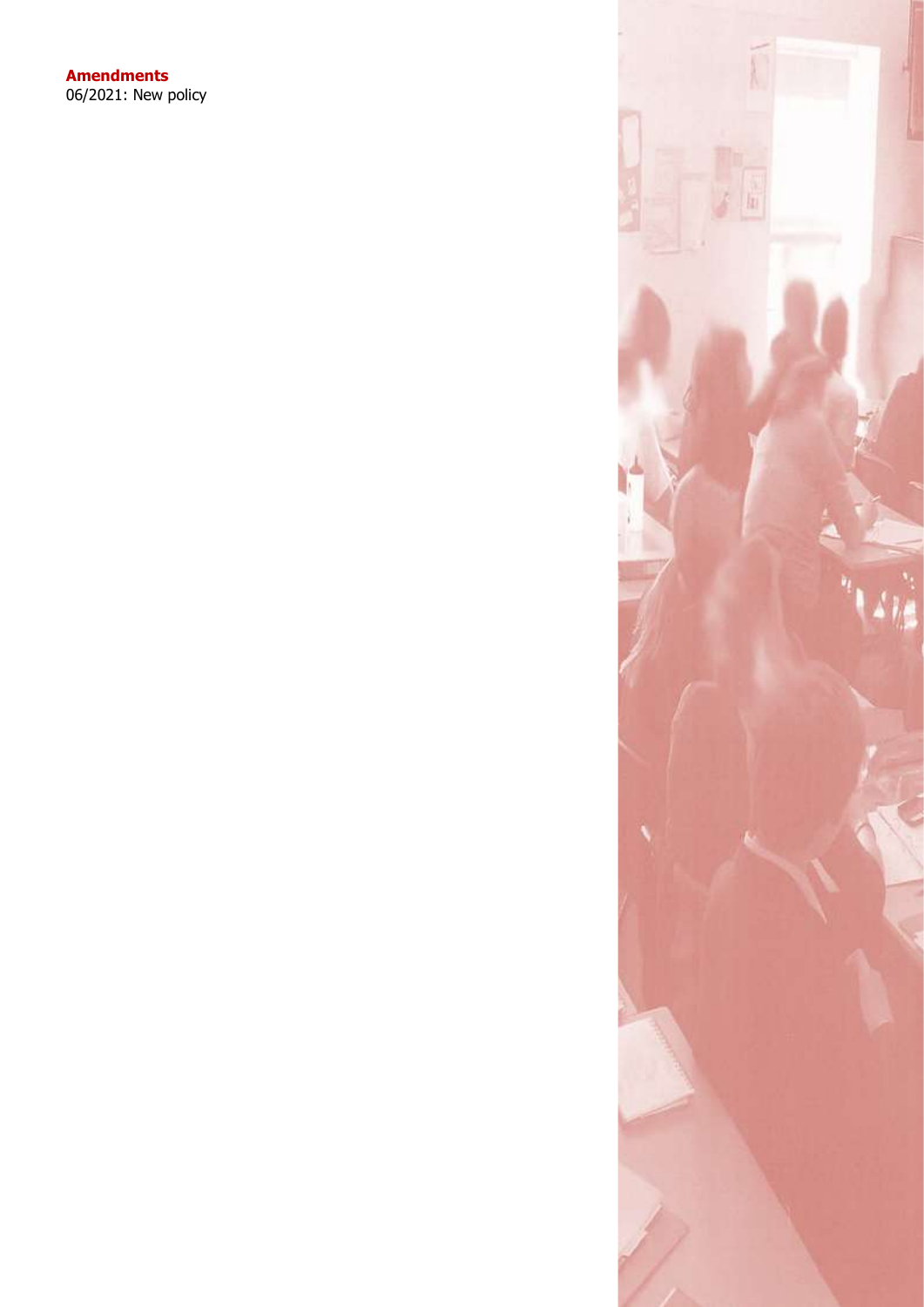**Amendments**
06/2021: New policy